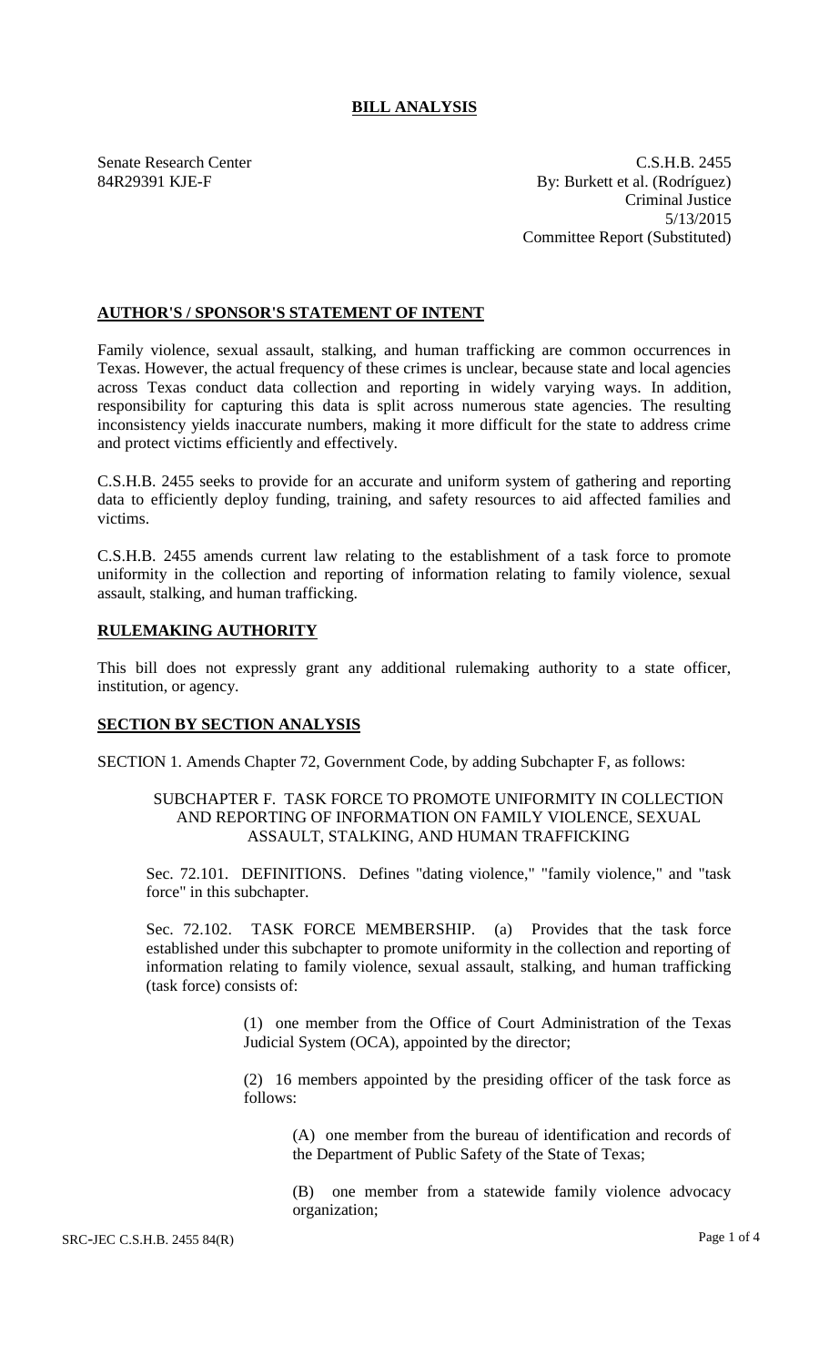# BILL ANALYSIS

Senate Research Center
84R29391 KJE-F

C.S.H.B. 2455
By: Burkett et al. (Rodríguez)
Criminal Justice
5/13/2015
Committee Report (Substituted)

## AUTHOR'S / SPONSOR'S STATEMENT OF INTENT

Family violence, sexual assault, stalking, and human trafficking are common occurrences in Texas. However, the actual frequency of these crimes is unclear, because state and local agencies across Texas conduct data collection and reporting in widely varying ways. In addition, responsibility for capturing this data is split across numerous state agencies. The resulting inconsistency yields inaccurate numbers, making it more difficult for the state to address crime and protect victims efficiently and effectively.

C.S.H.B. 2455 seeks to provide for an accurate and uniform system of gathering and reporting data to efficiently deploy funding, training, and safety resources to aid affected families and victims.

C.S.H.B. 2455 amends current law relating to the establishment of a task force to promote uniformity in the collection and reporting of information relating to family violence, sexual assault, stalking, and human trafficking.

## RULEMAKING AUTHORITY

This bill does not expressly grant any additional rulemaking authority to a state officer, institution, or agency.

## SECTION BY SECTION ANALYSIS

SECTION 1. Amends Chapter 72, Government Code, by adding Subchapter F, as follows:

SUBCHAPTER F. TASK FORCE TO PROMOTE UNIFORMITY IN COLLECTION AND REPORTING OF INFORMATION ON FAMILY VIOLENCE, SEXUAL ASSAULT, STALKING, AND HUMAN TRAFFICKING

Sec. 72.101. DEFINITIONS. Defines "dating violence," "family violence," and "task force" in this subchapter.

Sec. 72.102. TASK FORCE MEMBERSHIP. (a) Provides that the task force established under this subchapter to promote uniformity in the collection and reporting of information relating to family violence, sexual assault, stalking, and human trafficking (task force) consists of:

(1) one member from the Office of Court Administration of the Texas Judicial System (OCA), appointed by the director;

(2) 16 members appointed by the presiding officer of the task force as follows:

(A) one member from the bureau of identification and records of the Department of Public Safety of the State of Texas;

(B) one member from a statewide family violence advocacy organization;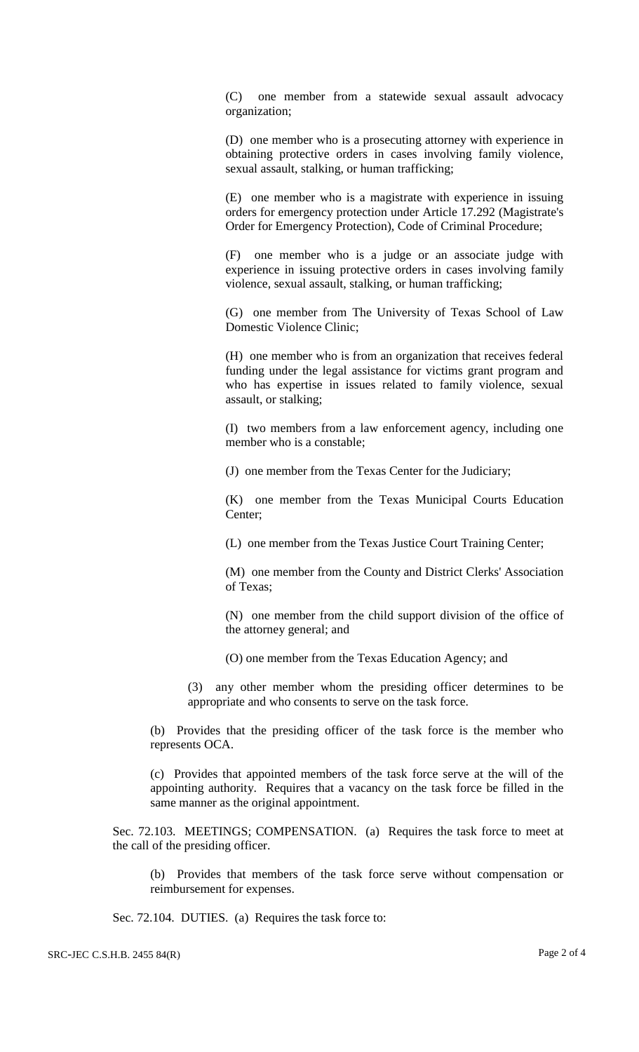(C) one member from a statewide sexual assault advocacy organization;

(D) one member who is a prosecuting attorney with experience in obtaining protective orders in cases involving family violence, sexual assault, stalking, or human trafficking;

(E) one member who is a magistrate with experience in issuing orders for emergency protection under Article 17.292 (Magistrate's Order for Emergency Protection), Code of Criminal Procedure;

(F) one member who is a judge or an associate judge with experience in issuing protective orders in cases involving family violence, sexual assault, stalking, or human trafficking;

(G) one member from The University of Texas School of Law Domestic Violence Clinic;

(H) one member who is from an organization that receives federal funding under the legal assistance for victims grant program and who has expertise in issues related to family violence, sexual assault, or stalking;

(I) two members from a law enforcement agency, including one member who is a constable;

(J) one member from the Texas Center for the Judiciary;

(K) one member from the Texas Municipal Courts Education Center;

(L) one member from the Texas Justice Court Training Center;

(M) one member from the County and District Clerks' Association of Texas;

(N) one member from the child support division of the office of the attorney general; and

(O) one member from the Texas Education Agency; and

(3) any other member whom the presiding officer determines to be appropriate and who consents to serve on the task force.

(b) Provides that the presiding officer of the task force is the member who represents OCA.

(c) Provides that appointed members of the task force serve at the will of the appointing authority. Requires that a vacancy on the task force be filled in the same manner as the original appointment.

Sec. 72.103. MEETINGS; COMPENSATION. (a) Requires the task force to meet at the call of the presiding officer.

(b) Provides that members of the task force serve without compensation or reimbursement for expenses.

Sec. 72.104. DUTIES. (a) Requires the task force to: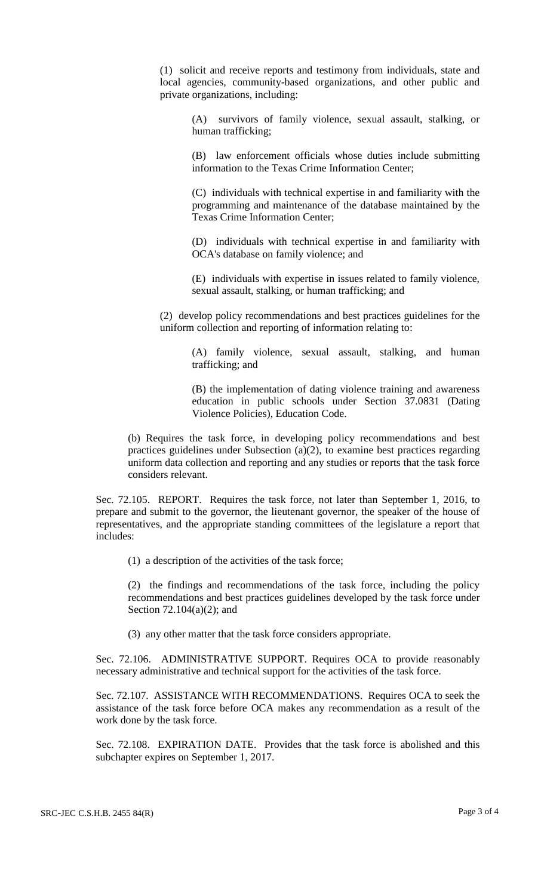(1) solicit and receive reports and testimony from individuals, state and local agencies, community-based organizations, and other public and private organizations, including:

(A) survivors of family violence, sexual assault, stalking, or human trafficking;

(B) law enforcement officials whose duties include submitting information to the Texas Crime Information Center;

(C) individuals with technical expertise in and familiarity with the programming and maintenance of the database maintained by the Texas Crime Information Center;

(D) individuals with technical expertise in and familiarity with OCA's database on family violence; and

(E) individuals with expertise in issues related to family violence, sexual assault, stalking, or human trafficking; and

(2) develop policy recommendations and best practices guidelines for the uniform collection and reporting of information relating to:

(A) family violence, sexual assault, stalking, and human trafficking; and

(B) the implementation of dating violence training and awareness education in public schools under Section 37.0831 (Dating Violence Policies), Education Code.

(b) Requires the task force, in developing policy recommendations and best practices guidelines under Subsection (a)(2), to examine best practices regarding uniform data collection and reporting and any studies or reports that the task force considers relevant.

Sec. 72.105. REPORT. Requires the task force, not later than September 1, 2016, to prepare and submit to the governor, the lieutenant governor, the speaker of the house of representatives, and the appropriate standing committees of the legislature a report that includes:

(1) a description of the activities of the task force;

(2) the findings and recommendations of the task force, including the policy recommendations and best practices guidelines developed by the task force under Section 72.104(a)(2); and

(3) any other matter that the task force considers appropriate.

Sec. 72.106. ADMINISTRATIVE SUPPORT. Requires OCA to provide reasonably necessary administrative and technical support for the activities of the task force.

Sec. 72.107. ASSISTANCE WITH RECOMMENDATIONS. Requires OCA to seek the assistance of the task force before OCA makes any recommendation as a result of the work done by the task force.

Sec. 72.108. EXPIRATION DATE. Provides that the task force is abolished and this subchapter expires on September 1, 2017.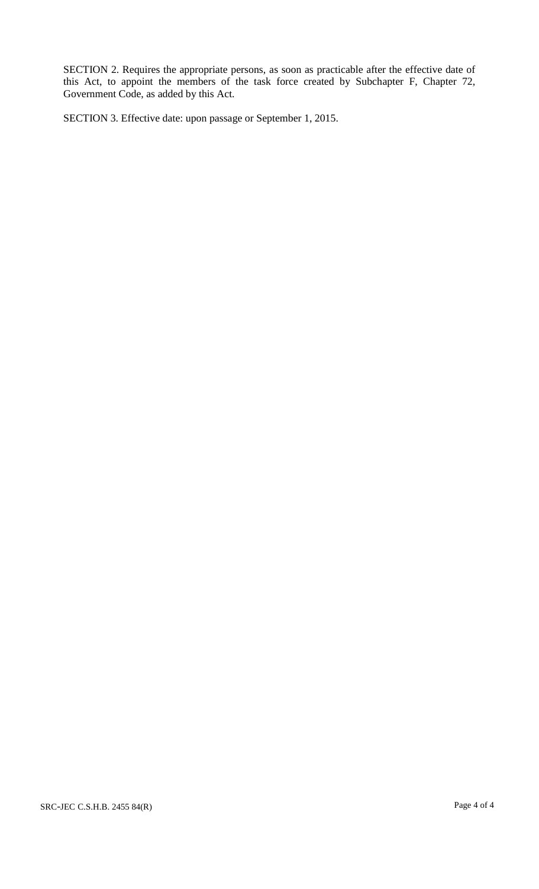SECTION 2. Requires the appropriate persons, as soon as practicable after the effective date of this Act, to appoint the members of the task force created by Subchapter F, Chapter 72, Government Code, as added by this Act.

SECTION 3. Effective date: upon passage or September 1, 2015.